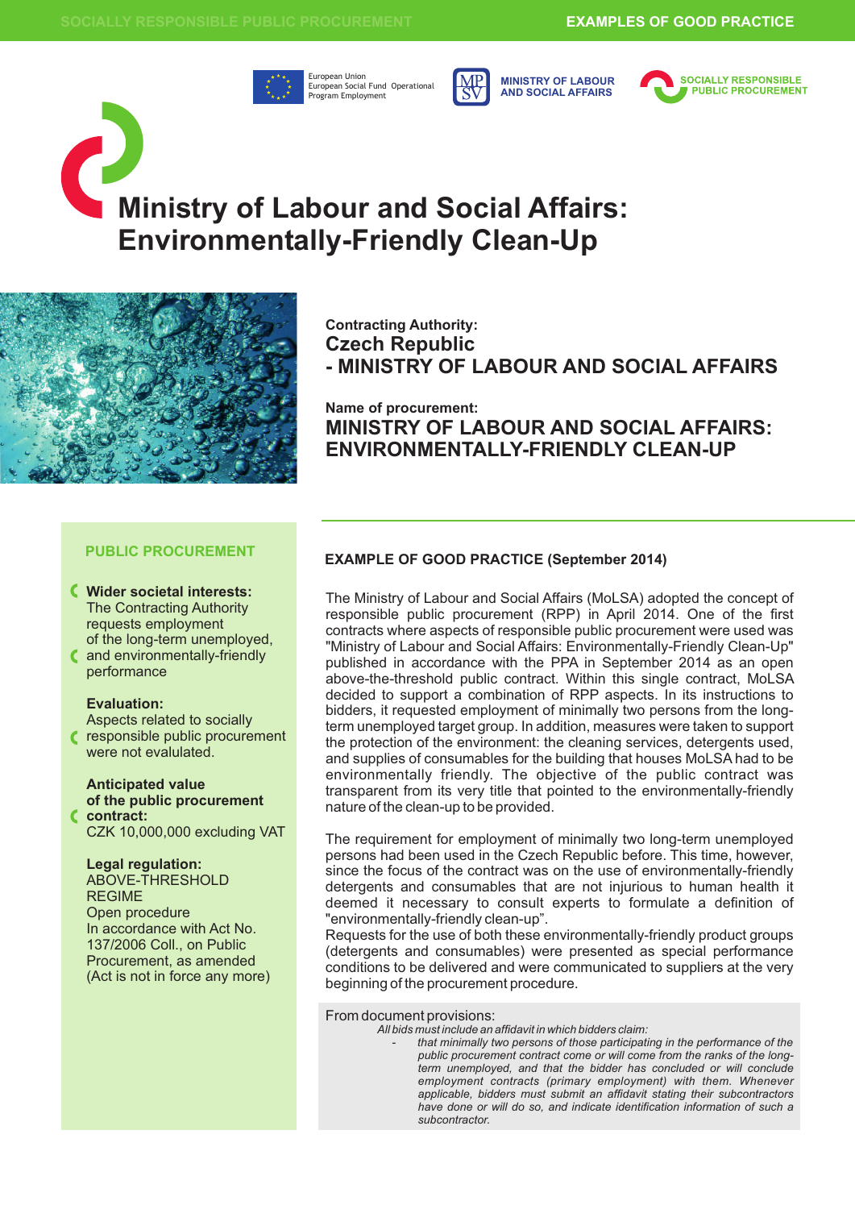# Ministry of Labour and Social Affairs: Environmentally-Friendly Clean-Up

**Contracting Authority:**
**Czech Republic**
**- MINISTRY OF LABOUR AND SOCIAL AFFAIRS**

**Name of procurement:**
**MINISTRY OF LABOUR AND SOCIAL AFFAIRS: ENVIRONMENTALLY-FRIENDLY CLEAN-UP**

## PUBLIC PROCUREMENT

**Wider societal interests:**
The Contracting Authority requests employment of the long-term unemployed, and environmentally-friendly performance

**Evaluation:**
Aspects related to socially responsible public procurement were not evalulated.

**Anticipated value of the public procurement contract:**
CZK 10,000,000 excluding VAT

**Legal regulation:**
ABOVE-THRESHOLD REGIME
Open procedure
In accordance with Act No. 137/2006 Coll., on Public Procurement, as amended (Act is not in force any more)

## EXAMPLE OF GOOD PRACTICE (September 2014)

The Ministry of Labour and Social Affairs (MoLSA) adopted the concept of responsible public procurement (RPP) in April 2014. One of the first contracts where aspects of responsible public procurement were used was "Ministry of Labour and Social Affairs: Environmentally-Friendly Clean-Up" published in accordance with the PPA in September 2014 as an open above-the-threshold public contract. Within this single contract, MoLSA decided to support a combination of RPP aspects. In its instructions to bidders, it requested employment of minimally two persons from the long-term unemployed target group. In addition, measures were taken to support the protection of the environment: the cleaning services, detergents used, and supplies of consumables for the building that houses MoLSA had to be environmentally friendly. The objective of the public contract was transparent from its very title that pointed to the environmentally-friendly nature of the clean-up to be provided.

The requirement for employment of minimally two long-term unemployed persons had been used in the Czech Republic before. This time, however, since the focus of the contract was on the use of environmentally-friendly detergents and consumables that are not injurious to human health it deemed it necessary to consult experts to formulate a definition of "environmentally-friendly clean-up".
Requests for the use of both these environmentally-friendly product groups (detergents and consumables) were presented as special performance conditions to be delivered and were communicated to suppliers at the very beginning of the procurement procedure.

From document provisions:

*All bids must include an affidavit in which bidders claim:*

- *that minimally two persons of those participating in the performance of the public procurement contract come or will come from the ranks of the long-term unemployed, and that the bidder has concluded or will conclude employment contracts (primary employment) with them. Whenever applicable, bidders must submit an affidavit stating their subcontractors have done or will do so, and indicate identification information of such a subcontractor.*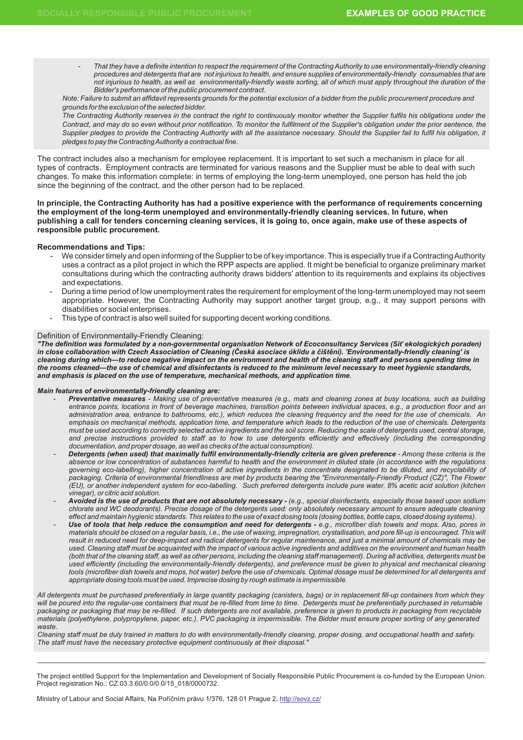- *That they have a definite intention to respect the requirement of the Contracting Authority to use environmentally-friendly cleaning procedures and detergents that are not injurious to health, and ensure supplies of environmentally-friendly consumables that are not injurious to health, as well as environmentally-friendly waste sorting, all of which must apply throughout the duration of the Bidder's performance of the public procurement contract.*

*Note: Failure to submit an affidavit represents grounds for the potential exclusion of a bidder from the public procurement procedure and grounds for the exclusion of the selected bidder.*

*The Contracting Authority reserves in the contract the right to continuously monitor whether the Supplier fulfils his obligations under the Contract, and may do so even without prior notification. To monitor the fulfilment of the Supplier's obligation under the prior sentence, the Supplier pledges to provide the Contracting Authority with all the assistance necessary. Should the Supplier fail to fulfil his obligation, it pledges to pay the Contracting Authority a contractual fine.*

The contract includes also a mechanism for employee replacement. It is important to set such a mechanism in place for all types of contracts. Employment contracts are terminated for various reasons and the Supplier must be able to deal with such changes. To make this information complete: in terms of employing the long-term unemployed, one person has held the job since the beginning of the contract, and the other person had to be replaced.

**In principle, the Contracting Authority has had a positive experience with the performance of requirements concerning the employment of the long-term unemployed and environmentally-friendly cleaning services. In future, when publishing a call for tenders concerning cleaning services, it is going to, once again, make use of these aspects of responsible public procurement.**

**Recommendations and Tips:**

- We consider timely and open informing of the Supplier to be of key importance. This is especially true if a Contracting Authority uses a contract as a pilot project in which the RPP aspects are applied. It might be beneficial to organize preliminary market consultations during which the contracting authority draws bidders' attention to its requirements and explains its objectives and expectations.
- During a time period of low unemployment rates the requirement for employment of the long-term unemployed may not seem appropriate. However, the Contracting Authority may support another target group, e.g., it may support persons with disabilities or social enterprises.
- This type of contract is also well suited for supporting decent working conditions.

Definition of Environmentally-Friendly Cleaning:

***"The definition was formulated by a non-governmental organisation Network of Ecoconsultancy Services (Síť ekologických poraden) in close collaboration with Czech Association of Cleaning (Česká asociace úklidu a čištění). 'Environmentally-friendly cleaning' is cleaning during which—to reduce negative impact on the environment and health of the cleaning staff and persons spending time in the rooms cleaned—the use of chemical and disinfectants is reduced to the minimum level necessary to meet hygienic standards, and emphasis is placed on the use of temperature, mechanical methods, and application time.***

***Main features of environmentally-friendly cleaning are:***

- ***Preventative measures*** *- Making use of preventative measures (e.g., mats and cleaning zones at busy locations, such as building entrance points, locations in front of beverage machines, transition points between individual spaces, e.g., a production floor and an administration area, entrance to bathrooms, etc.), which reduces the cleaning frequency and the need for the use of chemicals. An emphasis on mechanical methods, application time, and temperature which leads to the reduction of the use of chemicals. Detergents must be used according to correctly selected active ingredients and the soil score. Reducing the scale of detergents used, central storage, and precise instructions provided to staff as to how to use detergents efficiently and effectively (including the corresponding documentation, and proper dosage, as well as checks of the actual consumption).*
- ***Detergents (when used) that maximally fulfil environmentally-friendly criteria are given preference*** *- Among these criteria is the absence or low concentration of substances harmful to health and the environment in diluted state (in accordance with the regulations governing eco-labelling), higher concentration of active ingredients in the concentrate designated to be diluted, and recyclability of packaging. Criteria of environmental friendliness are met by products bearing the "Environmentally-Friendly Product (CZ)", The Flower (EU), or another independent system for eco-labelling. Such preferred detergents include pure water, 8% acetic acid solution (kitchen vinegar), or citric acid solution.*
- ***Avoided is the use of products that are not absolutely necessary -*** *(e.g., special disinfectants, especially those based upon sodium chlorate and WC deodorants). Precise dosage of the detergents used: only absolutely necessary amount to ensure adequate cleaning effect and maintain hygienic standards. This relates to the use of exact dosing tools (dosing bottles, bottle caps, closed dosing systems).*
- ***Use of tools that help reduce the consumption and need for detergents -*** *e.g., microfiber dish towels and mops. Also, pores in materials should be closed on a regular basis, i.e., the use of waxing, impregnation, crystallisation, and pore fill-up is encouraged. This will result in reduced need for deep-impact and radical detergents for regular maintenance, and just a minimal amount of chemicals may be used. Cleaning staff must be acquainted with the impact of various active ingredients and additives on the environment and human health (both that of the cleaning staff, as well as other persons, including the cleaning staff management). During all activities, detergents must be used efficiently (including the environmentally-friendly detergents), and preference must be given to physical and mechanical cleaning tools (microfiber dish towels and mops, hot water) before the use of chemicals. Optimal dosage must be determined for all detergents and appropriate dosing tools must be used. Imprecise dosing by rough estimate is impermissible.*

*All detergents must be purchased preferentially in large quantity packaging (canisters, bags) or in replacement fill-up containers from which they will be poured into the regular-use containers that must be re-filled from time to time. Detergents must be preferentially purchased in returnable packaging or packaging that may be re-filled. If such detergents are not available, preference is given to products in packaging from recyclable materials (polyethylene, polypropylene, paper, etc.). PVC packaging is impermissible. The Bidder must ensure proper sorting of any generated waste.*

*Cleaning staff must be duly trained in matters to do with environmentally-friendly cleaning, proper dosing, and occupational health and safety. The staff must have the necessary protective equipment continuously at their disposal."*

---

The project entitled Support for the Implementation and Development of Socially Responsible Public Procurement is co-funded by the European Union. Project registration No.: CZ.03.3.60/0.0/0.0/15_018/0000732.

Ministry of Labour and Social Affairs, Na Poříčním právu 1/376, 128 01 Prague 2, http://sovz.cz/